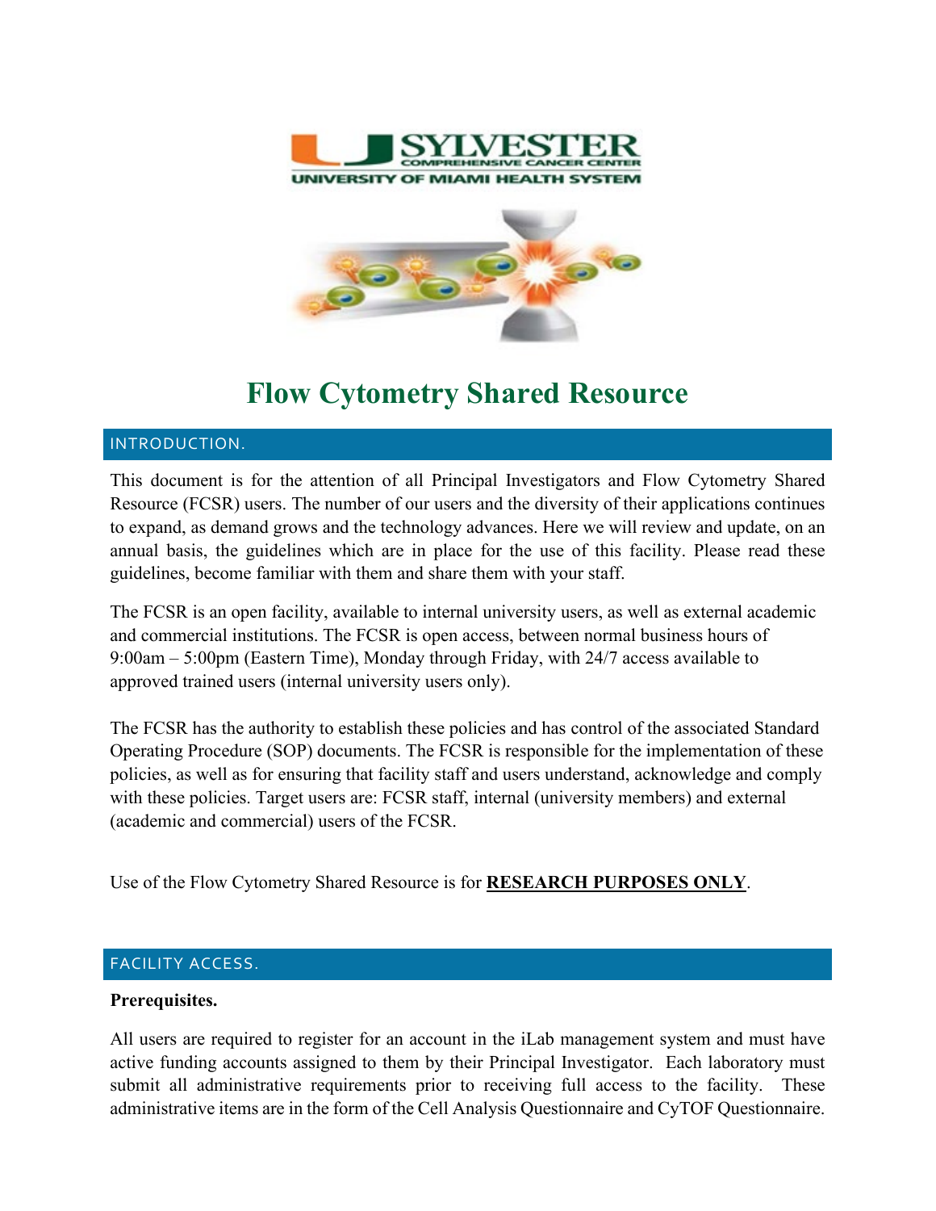# Flow Cytometry Shared Resource

## INTRODUCTION.

This document is for the attention of all Principal Investigators and Flow Cytometry Shared Resource (FCSR) users. The number of our users and the diversity of their applications continues to expand, as demand grows and the technology advances. Here we will review and update, on an annual basis, the guidelines which are in place for the use of this facility. Please read these guidelines, become familiar with them and share them with your staff.

The FCSR is an open facility, available to internal university users, as well as external academic and commercial institutions. The FCSR is open access, between normal business hours of 9:00am – 5:00pm (Eastern Time), Monday through Friday, with 24/7 access available to approved trained users (internal university users only).

The FCSR has the authority to establish these policies and has control of the associated Standard Operating Procedure (SOP) documents. The FCSR is responsible for the implementation of these policies, as well as for ensuring that facility staff and users understand, acknowledge and comply with these policies. Target users are: FCSR staff, internal (university members) and external (academic and commercial) users of the FCSR.

Use of the Flow Cytometry Shared Resource is for **RESEARCH PURPOSES ONLY**.

## FACILITY ACCESS.

**Prerequisites.**

All users are required to register for an account in the iLab management system and must have active funding accounts assigned to them by their Principal Investigator. Each laboratory must submit all administrative requirements prior to receiving full access to the facility. These administrative items are in the form of the Cell Analysis Questionnaire and CyTOF Questionnaire.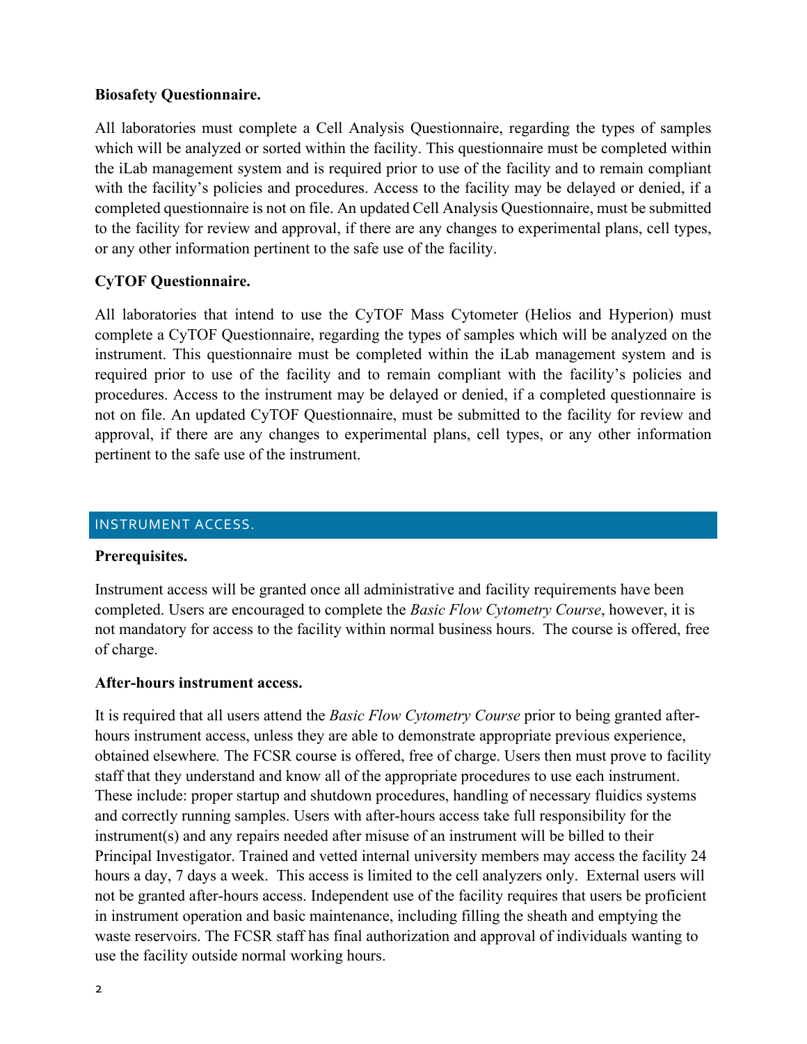**Biosafety Questionnaire.**

All laboratories must complete a Cell Analysis Questionnaire, regarding the types of samples which will be analyzed or sorted within the facility. This questionnaire must be completed within the iLab management system and is required prior to use of the facility and to remain compliant with the facility's policies and procedures. Access to the facility may be delayed or denied, if a completed questionnaire is not on file. An updated Cell Analysis Questionnaire, must be submitted to the facility for review and approval, if there are any changes to experimental plans, cell types, or any other information pertinent to the safe use of the facility.

**CyTOF Questionnaire.**

All laboratories that intend to use the CyTOF Mass Cytometer (Helios and Hyperion) must complete a CyTOF Questionnaire, regarding the types of samples which will be analyzed on the instrument. This questionnaire must be completed within the iLab management system and is required prior to use of the facility and to remain compliant with the facility's policies and procedures. Access to the instrument may be delayed or denied, if a completed questionnaire is not on file. An updated CyTOF Questionnaire, must be submitted to the facility for review and approval, if there are any changes to experimental plans, cell types, or any other information pertinent to the safe use of the instrument.

## INSTRUMENT ACCESS.

**Prerequisites.**

Instrument access will be granted once all administrative and facility requirements have been completed. Users are encouraged to complete the *Basic Flow Cytometry Course*, however, it is not mandatory for access to the facility within normal business hours. The course is offered, free of charge.

**After-hours instrument access.**

It is required that all users attend the *Basic Flow Cytometry Course* prior to being granted after-hours instrument access, unless they are able to demonstrate appropriate previous experience, obtained elsewhere. The FCSR course is offered, free of charge. Users then must prove to facility staff that they understand and know all of the appropriate procedures to use each instrument. These include: proper startup and shutdown procedures, handling of necessary fluidics systems and correctly running samples. Users with after-hours access take full responsibility for the instrument(s) and any repairs needed after misuse of an instrument will be billed to their Principal Investigator. Trained and vetted internal university members may access the facility 24 hours a day, 7 days a week. This access is limited to the cell analyzers only. External users will not be granted after-hours access. Independent use of the facility requires that users be proficient in instrument operation and basic maintenance, including filling the sheath and emptying the waste reservoirs. The FCSR staff has final authorization and approval of individuals wanting to use the facility outside normal working hours.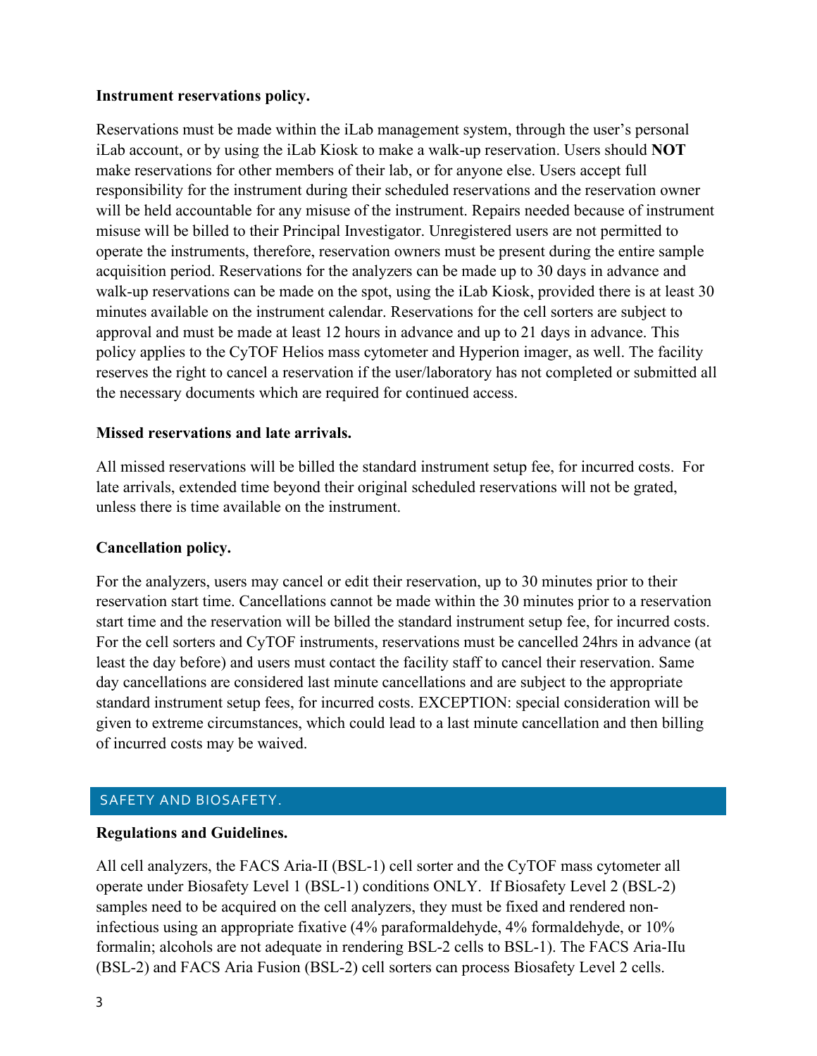**Instrument reservations policy.**

Reservations must be made within the iLab management system, through the user's personal iLab account, or by using the iLab Kiosk to make a walk-up reservation. Users should **NOT** make reservations for other members of their lab, or for anyone else. Users accept full responsibility for the instrument during their scheduled reservations and the reservation owner will be held accountable for any misuse of the instrument. Repairs needed because of instrument misuse will be billed to their Principal Investigator. Unregistered users are not permitted to operate the instruments, therefore, reservation owners must be present during the entire sample acquisition period. Reservations for the analyzers can be made up to 30 days in advance and walk-up reservations can be made on the spot, using the iLab Kiosk, provided there is at least 30 minutes available on the instrument calendar. Reservations for the cell sorters are subject to approval and must be made at least 12 hours in advance and up to 21 days in advance. This policy applies to the CyTOF Helios mass cytometer and Hyperion imager, as well. The facility reserves the right to cancel a reservation if the user/laboratory has not completed or submitted all the necessary documents which are required for continued access.

**Missed reservations and late arrivals.**

All missed reservations will be billed the standard instrument setup fee, for incurred costs. For late arrivals, extended time beyond their original scheduled reservations will not be grated, unless there is time available on the instrument.

**Cancellation policy.**

For the analyzers, users may cancel or edit their reservation, up to 30 minutes prior to their reservation start time. Cancellations cannot be made within the 30 minutes prior to a reservation start time and the reservation will be billed the standard instrument setup fee, for incurred costs. For the cell sorters and CyTOF instruments, reservations must be cancelled 24hrs in advance (at least the day before) and users must contact the facility staff to cancel their reservation. Same day cancellations are considered last minute cancellations and are subject to the appropriate standard instrument setup fees, for incurred costs. EXCEPTION: special consideration will be given to extreme circumstances, which could lead to a last minute cancellation and then billing of incurred costs may be waived.

## SAFETY AND BIOSAFETY.

**Regulations and Guidelines.**

All cell analyzers, the FACS Aria-II (BSL-1) cell sorter and the CyTOF mass cytometer all operate under Biosafety Level 1 (BSL-1) conditions ONLY. If Biosafety Level 2 (BSL-2) samples need to be acquired on the cell analyzers, they must be fixed and rendered non-infectious using an appropriate fixative (4% paraformaldehyde, 4% formaldehyde, or 10% formalin; alcohols are not adequate in rendering BSL-2 cells to BSL-1). The FACS Aria-IIu (BSL-2) and FACS Aria Fusion (BSL-2) cell sorters can process Biosafety Level 2 cells.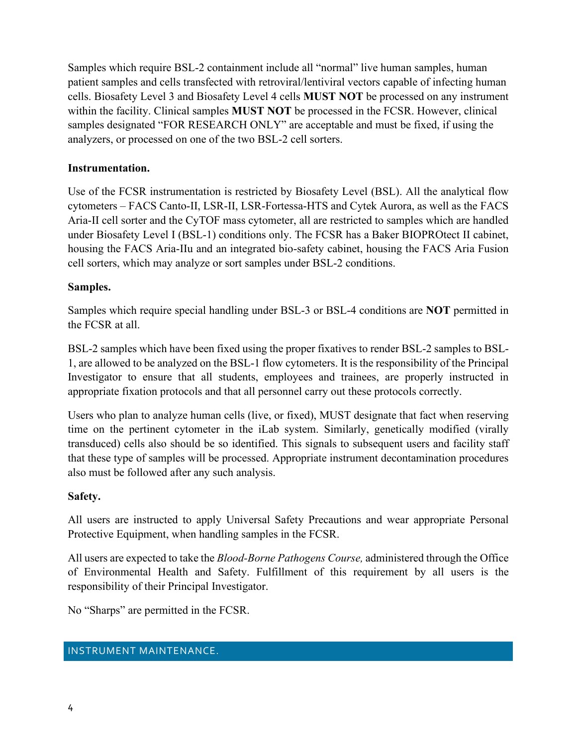Samples which require BSL-2 containment include all "normal" live human samples, human patient samples and cells transfected with retroviral/lentiviral vectors capable of infecting human cells. Biosafety Level 3 and Biosafety Level 4 cells **MUST NOT** be processed on any instrument within the facility. Clinical samples **MUST NOT** be processed in the FCSR. However, clinical samples designated "FOR RESEARCH ONLY" are acceptable and must be fixed, if using the analyzers, or processed on one of the two BSL-2 cell sorters.

**Instrumentation.**

Use of the FCSR instrumentation is restricted by Biosafety Level (BSL). All the analytical flow cytometers – FACS Canto-II, LSR-II, LSR-Fortessa-HTS and Cytek Aurora, as well as the FACS Aria-II cell sorter and the CyTOF mass cytometer, all are restricted to samples which are handled under Biosafety Level I (BSL-1) conditions only. The FCSR has a Baker BIOPROtect II cabinet, housing the FACS Aria-IIu and an integrated bio-safety cabinet, housing the FACS Aria Fusion cell sorters, which may analyze or sort samples under BSL-2 conditions.

**Samples.**

Samples which require special handling under BSL-3 or BSL-4 conditions are **NOT** permitted in the FCSR at all.

BSL-2 samples which have been fixed using the proper fixatives to render BSL-2 samples to BSL-1, are allowed to be analyzed on the BSL-1 flow cytometers. It is the responsibility of the Principal Investigator to ensure that all students, employees and trainees, are properly instructed in appropriate fixation protocols and that all personnel carry out these protocols correctly.

Users who plan to analyze human cells (live, or fixed), MUST designate that fact when reserving time on the pertinent cytometer in the iLab system. Similarly, genetically modified (virally transduced) cells also should be so identified. This signals to subsequent users and facility staff that these type of samples will be processed. Appropriate instrument decontamination procedures also must be followed after any such analysis.

**Safety.**

All users are instructed to apply Universal Safety Precautions and wear appropriate Personal Protective Equipment, when handling samples in the FCSR.

All users are expected to take the *Blood-Borne Pathogens Course,* administered through the Office of Environmental Health and Safety. Fulfillment of this requirement by all users is the responsibility of their Principal Investigator.

No "Sharps" are permitted in the FCSR.

## INSTRUMENT MAINTENANCE.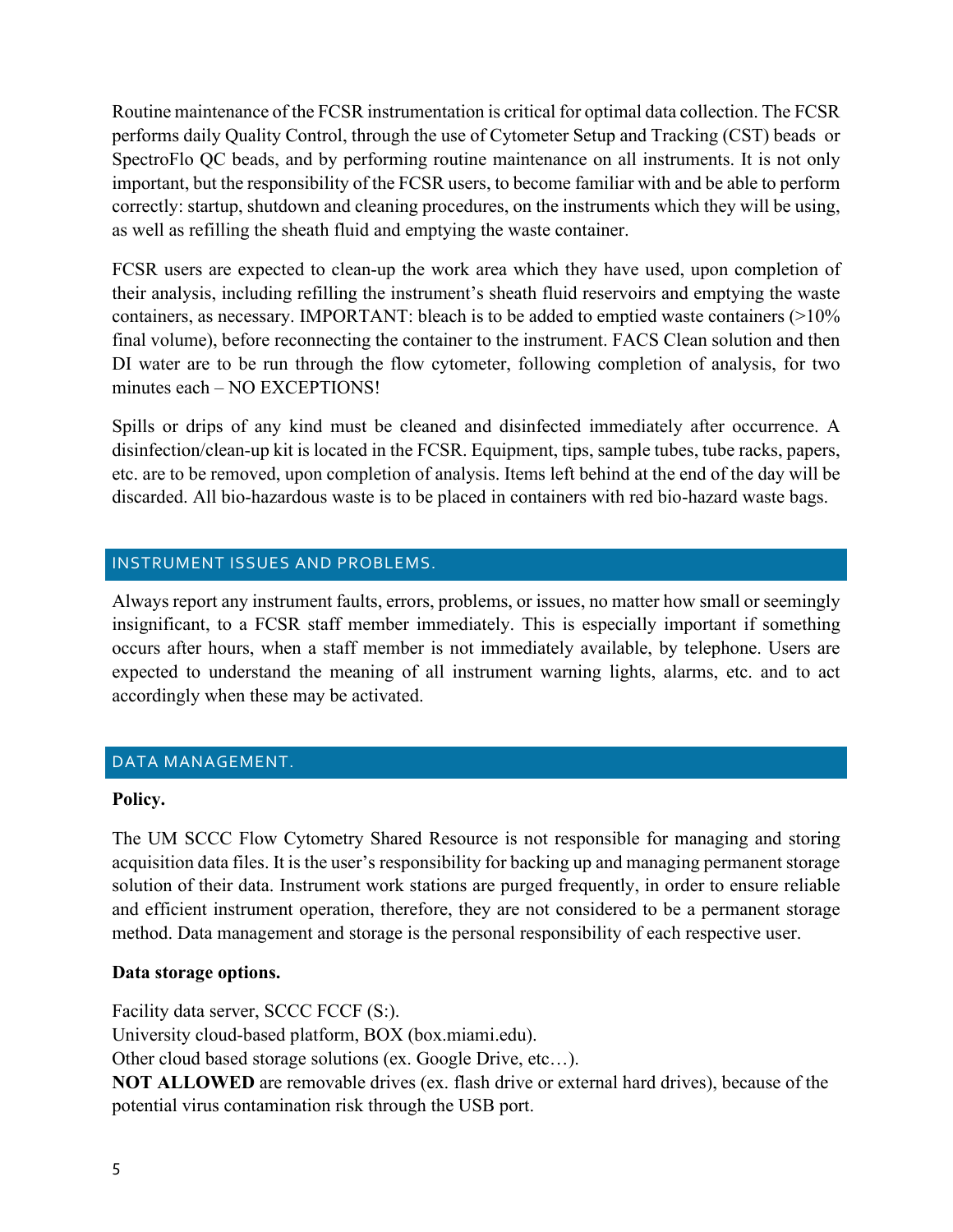Routine maintenance of the FCSR instrumentation is critical for optimal data collection. The FCSR performs daily Quality Control, through the use of Cytometer Setup and Tracking (CST) beads or SpectroFlo QC beads, and by performing routine maintenance on all instruments. It is not only important, but the responsibility of the FCSR users, to become familiar with and be able to perform correctly: startup, shutdown and cleaning procedures, on the instruments which they will be using, as well as refilling the sheath fluid and emptying the waste container.

FCSR users are expected to clean-up the work area which they have used, upon completion of their analysis, including refilling the instrument's sheath fluid reservoirs and emptying the waste containers, as necessary. IMPORTANT: bleach is to be added to emptied waste containers (>10% final volume), before reconnecting the container to the instrument. FACS Clean solution and then DI water are to be run through the flow cytometer, following completion of analysis, for two minutes each – NO EXCEPTIONS!

Spills or drips of any kind must be cleaned and disinfected immediately after occurrence. A disinfection/clean-up kit is located in the FCSR. Equipment, tips, sample tubes, tube racks, papers, etc. are to be removed, upon completion of analysis. Items left behind at the end of the day will be discarded. All bio-hazardous waste is to be placed in containers with red bio-hazard waste bags.

## INSTRUMENT ISSUES AND PROBLEMS.

Always report any instrument faults, errors, problems, or issues, no matter how small or seemingly insignificant, to a FCSR staff member immediately. This is especially important if something occurs after hours, when a staff member is not immediately available, by telephone. Users are expected to understand the meaning of all instrument warning lights, alarms, etc. and to act accordingly when these may be activated.

## DATA MANAGEMENT.

**Policy.**

The UM SCCC Flow Cytometry Shared Resource is not responsible for managing and storing acquisition data files. It is the user's responsibility for backing up and managing permanent storage solution of their data. Instrument work stations are purged frequently, in order to ensure reliable and efficient instrument operation, therefore, they are not considered to be a permanent storage method. Data management and storage is the personal responsibility of each respective user.

**Data storage options.**

Facility data server, SCCC FCCF (S:).
University cloud-based platform, BOX (box.miami.edu).
Other cloud based storage solutions (ex. Google Drive, etc…).
**NOT ALLOWED** are removable drives (ex. flash drive or external hard drives), because of the potential virus contamination risk through the USB port.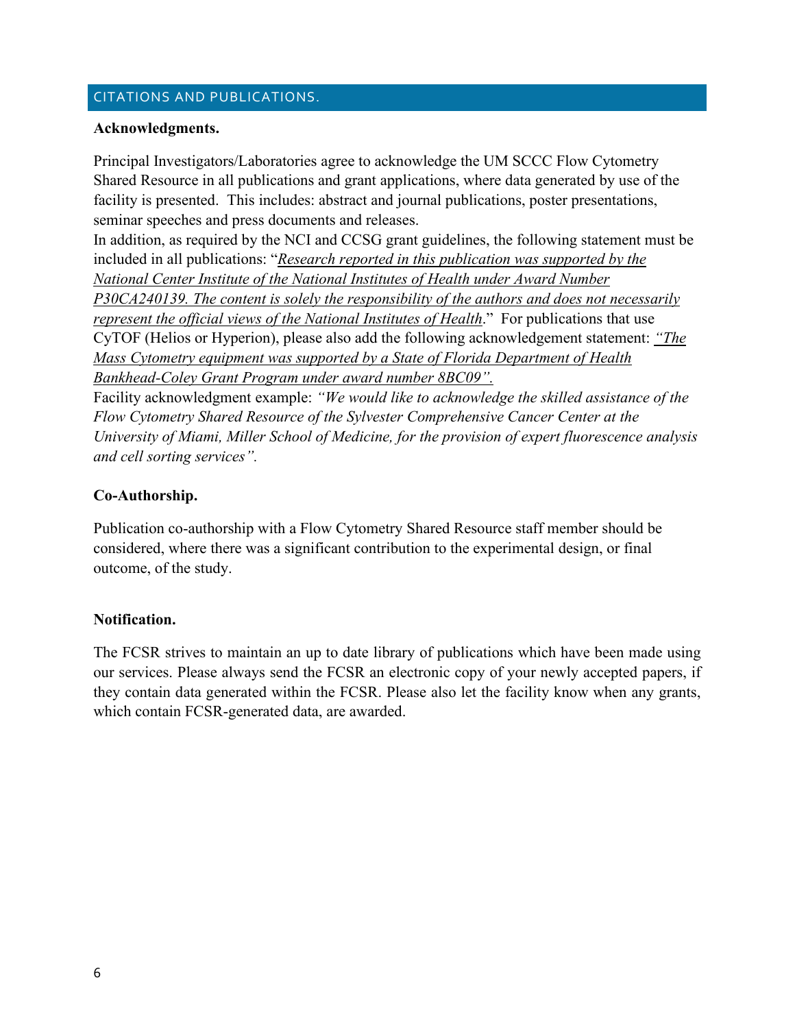## CITATIONS AND PUBLICATIONS.

**Acknowledgments.**

Principal Investigators/Laboratories agree to acknowledge the UM SCCC Flow Cytometry Shared Resource in all publications and grant applications, where data generated by use of the facility is presented. This includes: abstract and journal publications, poster presentations, seminar speeches and press documents and releases.

In addition, as required by the NCI and CCSG grant guidelines, the following statement must be included in all publications: "*Research reported in this publication was supported by the National Center Institute of the National Institutes of Health under Award Number P30CA240139. The content is solely the responsibility of the authors and does not necessarily represent the official views of the National Institutes of Health*." For publications that use CyTOF (Helios or Hyperion), please also add the following acknowledgement statement: *"The Mass Cytometry equipment was supported by a State of Florida Department of Health Bankhead-Coley Grant Program under award number 8BC09".*

Facility acknowledgment example: *"We would like to acknowledge the skilled assistance of the Flow Cytometry Shared Resource of the Sylvester Comprehensive Cancer Center at the University of Miami, Miller School of Medicine, for the provision of expert fluorescence analysis and cell sorting services".*

**Co-Authorship.**

Publication co-authorship with a Flow Cytometry Shared Resource staff member should be considered, where there was a significant contribution to the experimental design, or final outcome, of the study.

**Notification.**

The FCSR strives to maintain an up to date library of publications which have been made using our services. Please always send the FCSR an electronic copy of your newly accepted papers, if they contain data generated within the FCSR. Please also let the facility know when any grants, which contain FCSR-generated data, are awarded.